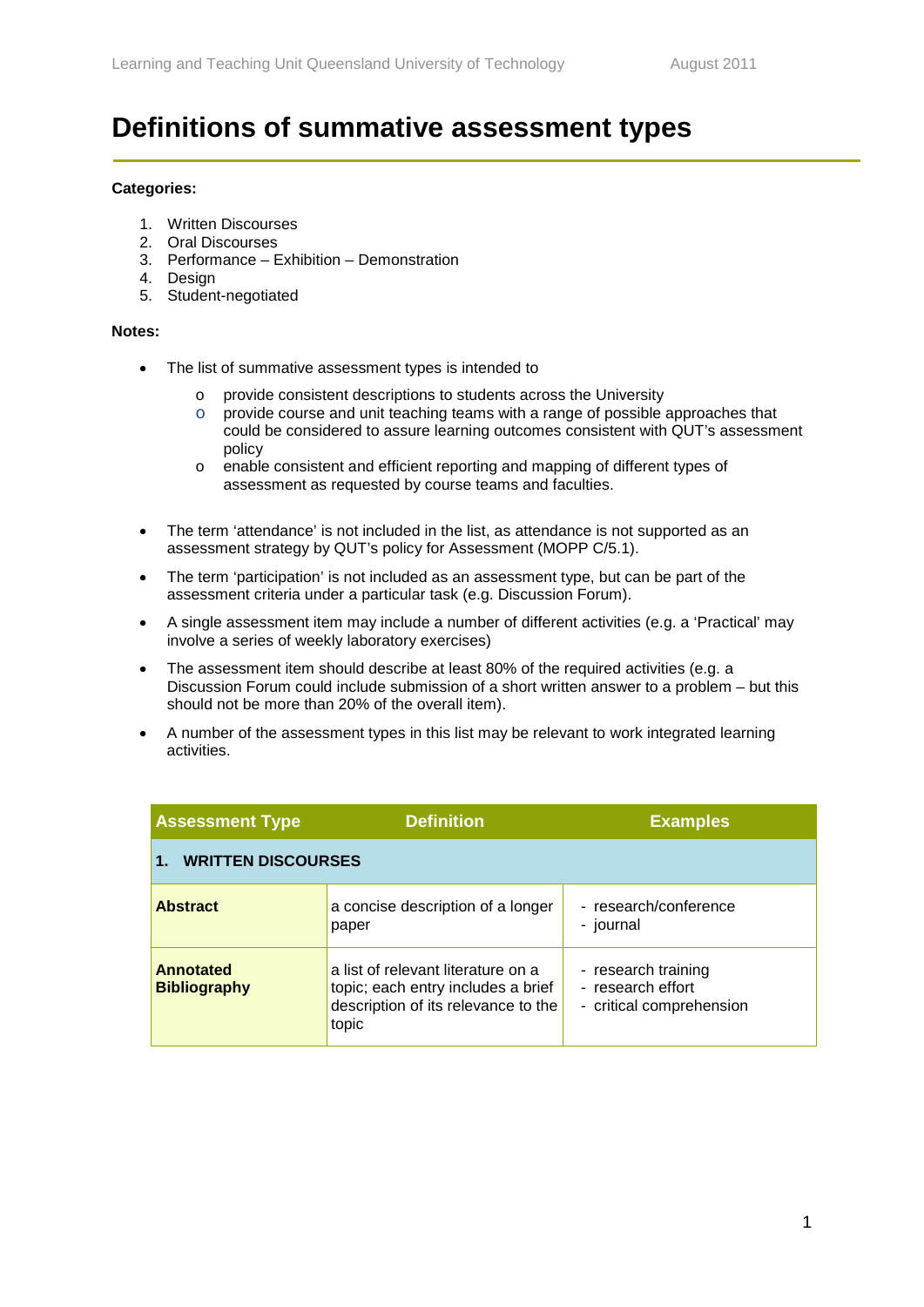# Definitions of summative assessment types

**Categories:**

1. Written Discourses
2. Oral Discourses
3. Performance – Exhibition – Demonstration
4. Design
5. Student-negotiated

**Notes:**

- The list of summative assessment types is intended to
    - provide consistent descriptions to students across the University
    - provide course and unit teaching teams with a range of possible approaches that could be considered to assure learning outcomes consistent with QUT's assessment policy
    - enable consistent and efficient reporting and mapping of different types of assessment as requested by course teams and faculties.
- The term 'attendance' is not included in the list, as attendance is not supported as an assessment strategy by QUT's policy for Assessment (MOPP C/5.1).
- The term 'participation' is not included as an assessment type, but can be part of the assessment criteria under a particular task (e.g. Discussion Forum).
- A single assessment item may include a number of different activities (e.g. a 'Practical' may involve a series of weekly laboratory exercises)
- The assessment item should describe at least 80% of the required activities (e.g. a Discussion Forum could include submission of a short written answer to a problem – but this should not be more than 20% of the overall item).
- A number of the assessment types in this list may be relevant to work integrated learning activities.

| Assessment Type | Definition | Examples |
|---|---|---|
| **1. WRITTEN DISCOURSES** | | |
| **Abstract** | a concise description of a longer paper | - research/conference<br>- journal |
| **Annotated Bibliography** | a list of relevant literature on a topic; each entry includes a brief description of its relevance to the topic | - research training<br>- research effort<br>- critical comprehension |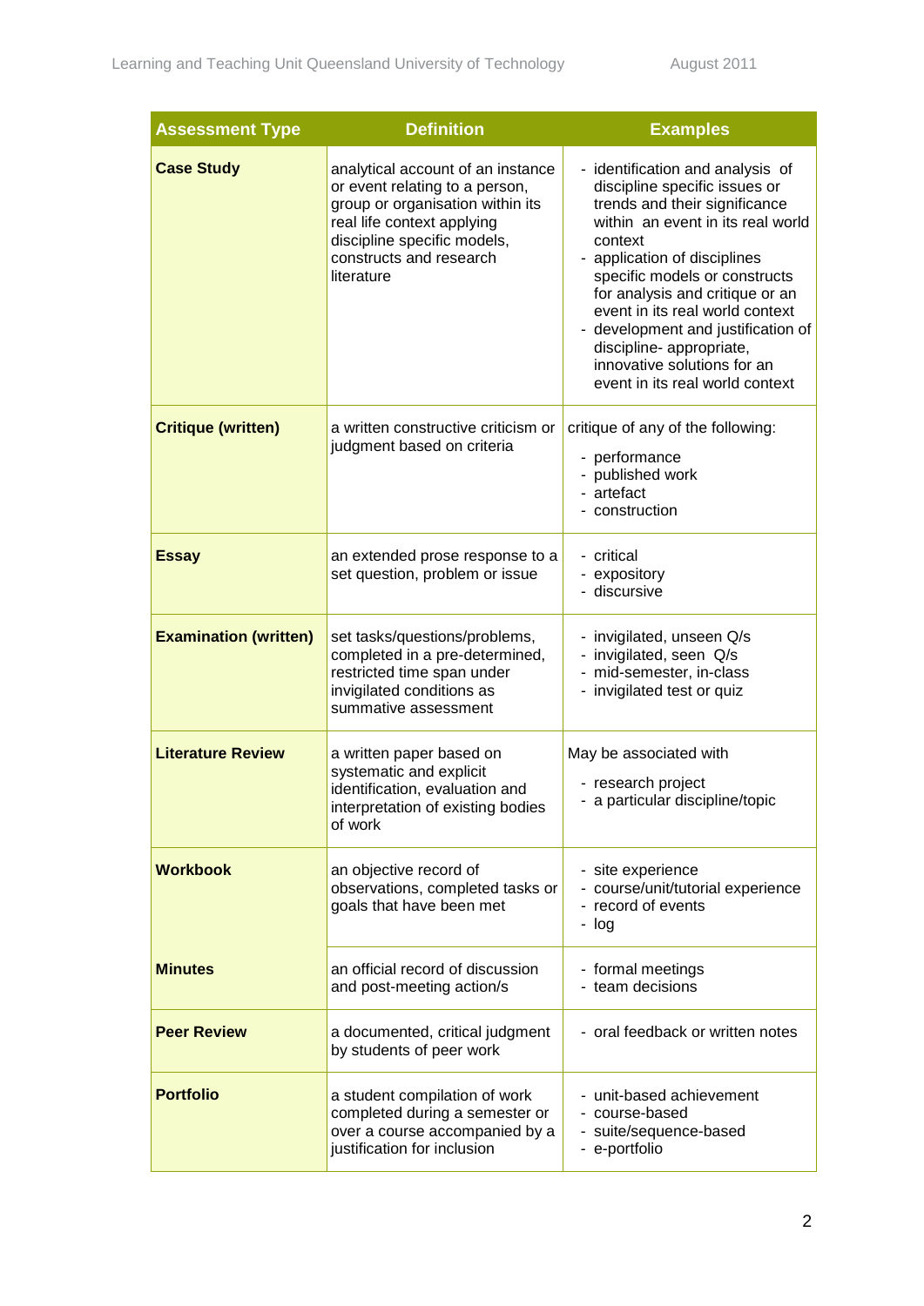| Assessment Type | Definition | Examples |
|---|---|---|
| **Case Study** | analytical account of an instance or event relating to a person, group or organisation within its real life context applying discipline specific models, constructs and research literature | - identification and analysis of discipline specific issues or trends and their significance within an event in its real world context<br>- application of disciplines specific models or constructs for analysis and critique or an event in its real world context<br>- development and justification of discipline- appropriate, innovative solutions for an event in its real world context |
| **Critique (written)** | a written constructive criticism or judgment based on criteria | critique of any of the following:<br>- performance<br>- published work<br>- artefact<br>- construction |
| **Essay** | an extended prose response to a set question, problem or issue | - critical<br>- expository<br>- discursive |
| **Examination (written)** | set tasks/questions/problems, completed in a pre-determined, restricted time span under invigilated conditions as summative assessment | - invigilated, unseen Q/s<br>- invigilated, seen Q/s<br>- mid-semester, in-class<br>- invigilated test or quiz |
| **Literature Review** | a written paper based on systematic and explicit identification, evaluation and interpretation of existing bodies of work | May be associated with<br>- research project<br>- a particular discipline/topic |
| **Workbook** | an objective record of observations, completed tasks or goals that have been met | - site experience<br>- course/unit/tutorial experience<br>- record of events<br>- log |
| **Minutes** | an official record of discussion and post-meeting action/s | - formal meetings<br>- team decisions |
| **Peer Review** | a documented, critical judgment by students of peer work | - oral feedback or written notes |
| **Portfolio** | a student compilation of work completed during a semester or over a course accompanied by a justification for inclusion | - unit-based achievement<br>- course-based<br>- suite/sequence-based<br>- e-portfolio |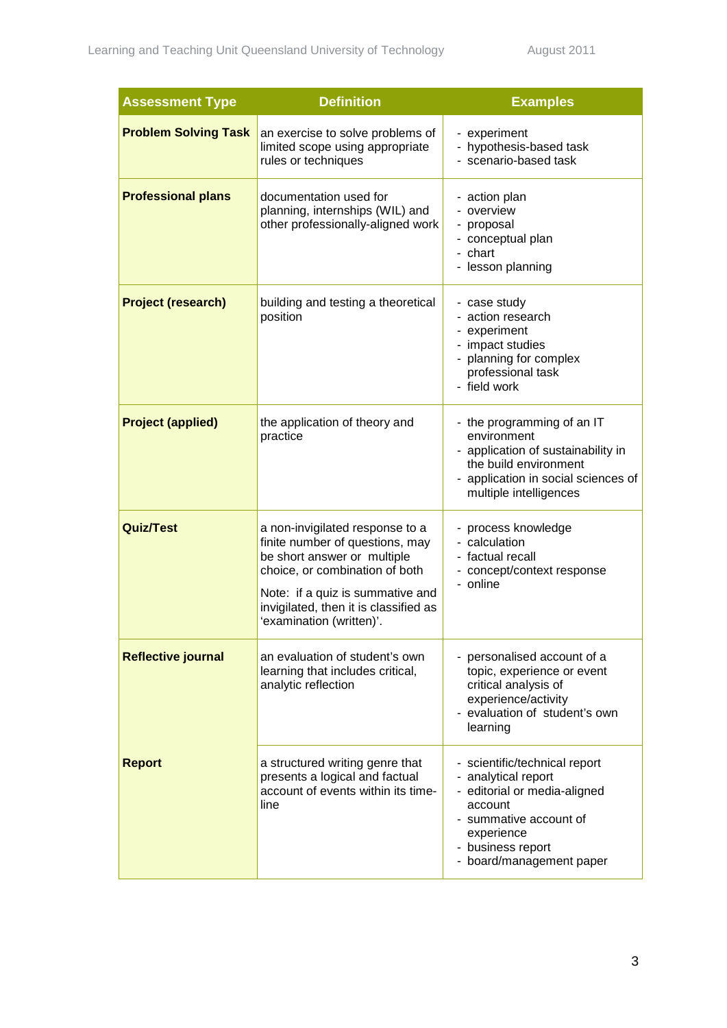| Assessment Type | Definition | Examples |
|---|---|---|
| **Problem Solving Task** | an exercise to solve problems of limited scope using appropriate rules or techniques | - experiment<br>- hypothesis-based task<br>- scenario-based task |
| **Professional plans** | documentation used for planning, internships (WIL) and other professionally-aligned work | - action plan<br>- overview<br>- proposal<br>- conceptual plan<br>- chart<br>- lesson planning |
| **Project (research)** | building and testing a theoretical position | - case study<br>- action research<br>- experiment<br>- impact studies<br>- planning for complex professional task<br>- field work |
| **Project (applied)** | the application of theory and practice | - the programming of an IT environment<br>- application of sustainability in the build environment<br>- application in social sciences of multiple intelligences |
| **Quiz/Test** | a non-invigilated response to a finite number of questions, may be short answer or multiple choice, or combination of both<br><br>Note: if a quiz is summative and invigilated, then it is classified as 'examination (written)'. | - process knowledge<br>- calculation<br>- factual recall<br>- concept/context response<br>- online |
| **Reflective journal** | an evaluation of student's own learning that includes critical, analytic reflection | - personalised account of a topic, experience or event critical analysis of experience/activity<br>- evaluation of student's own learning |
| **Report** | a structured writing genre that presents a logical and factual account of events within its time-line | - scientific/technical report<br>- analytical report<br>- editorial or media-aligned account<br>- summative account of experience<br>- business report<br>- board/management paper |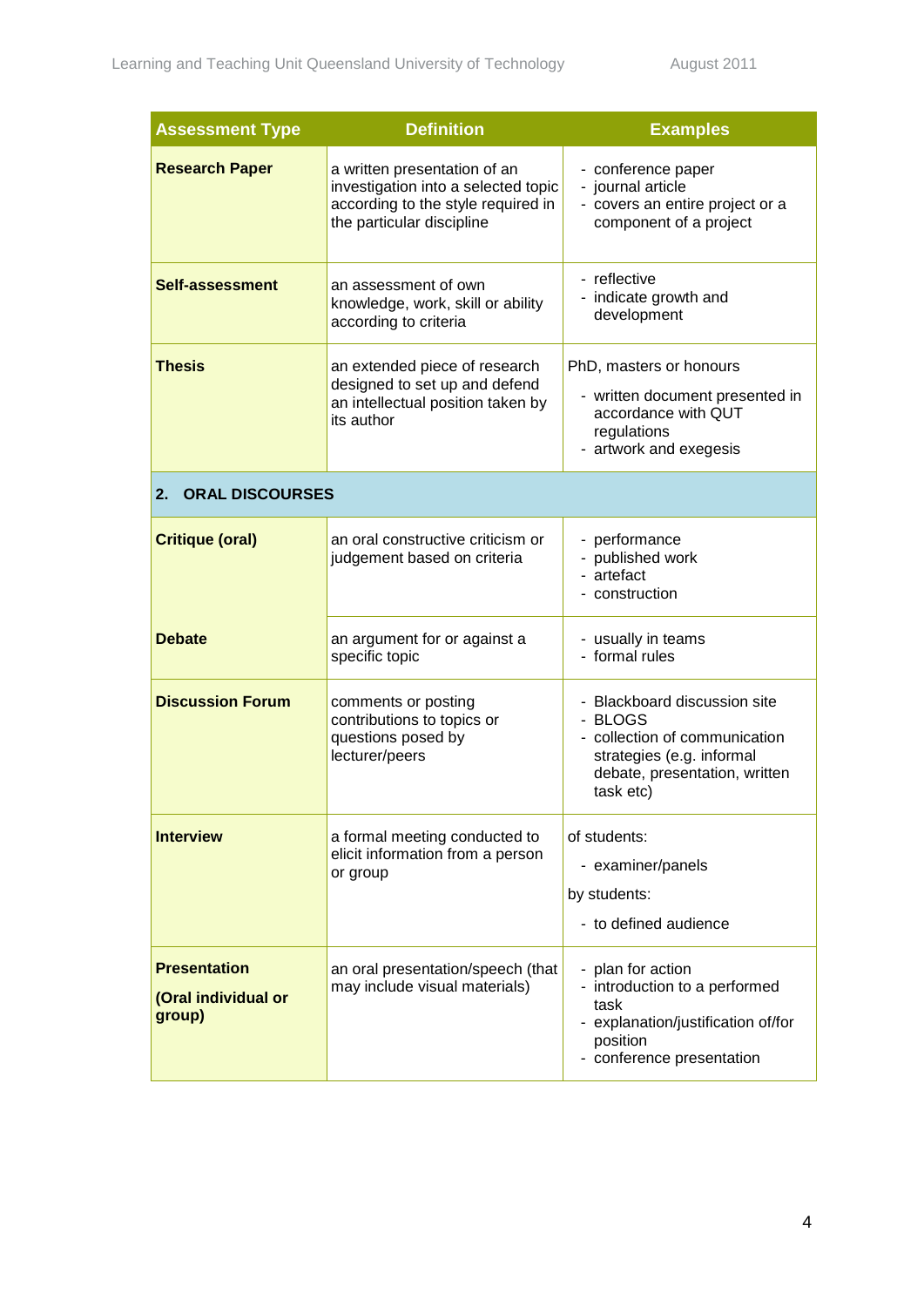| Assessment Type | Definition | Examples |
|---|---|---|
| **Research Paper** | a written presentation of an investigation into a selected topic according to the style required in the particular discipline | - conference paper<br>- journal article<br>- covers an entire project or a component of a project |
| **Self-assessment** | an assessment of own knowledge, work, skill or ability according to criteria | - reflective<br>- indicate growth and development |
| **Thesis** | an extended piece of research designed to set up and defend an intellectual position taken by its author | PhD, masters or honours<br>- written document presented in accordance with QUT regulations<br>- artwork and exegesis |
| **2. ORAL DISCOURSES** | | |
| **Critique (oral)** | an oral constructive criticism or judgement based on criteria | - performance<br>- published work<br>- artefact<br>- construction |
| **Debate** | an argument for or against a specific topic | - usually in teams<br>- formal rules |
| **Discussion Forum** | comments or posting contributions to topics or questions posed by lecturer/peers | - Blackboard discussion site<br>- BLOGS<br>- collection of communication strategies (e.g. informal debate, presentation, written task etc) |
| **Interview** | a formal meeting conducted to elicit information from a person or group | of students:<br>- examiner/panels<br>by students:<br>- to defined audience |
| **Presentation**<br>**(Oral individual or group)** | an oral presentation/speech (that may include visual materials) | - plan for action<br>- introduction to a performed task<br>- explanation/justification of/for position<br>- conference presentation |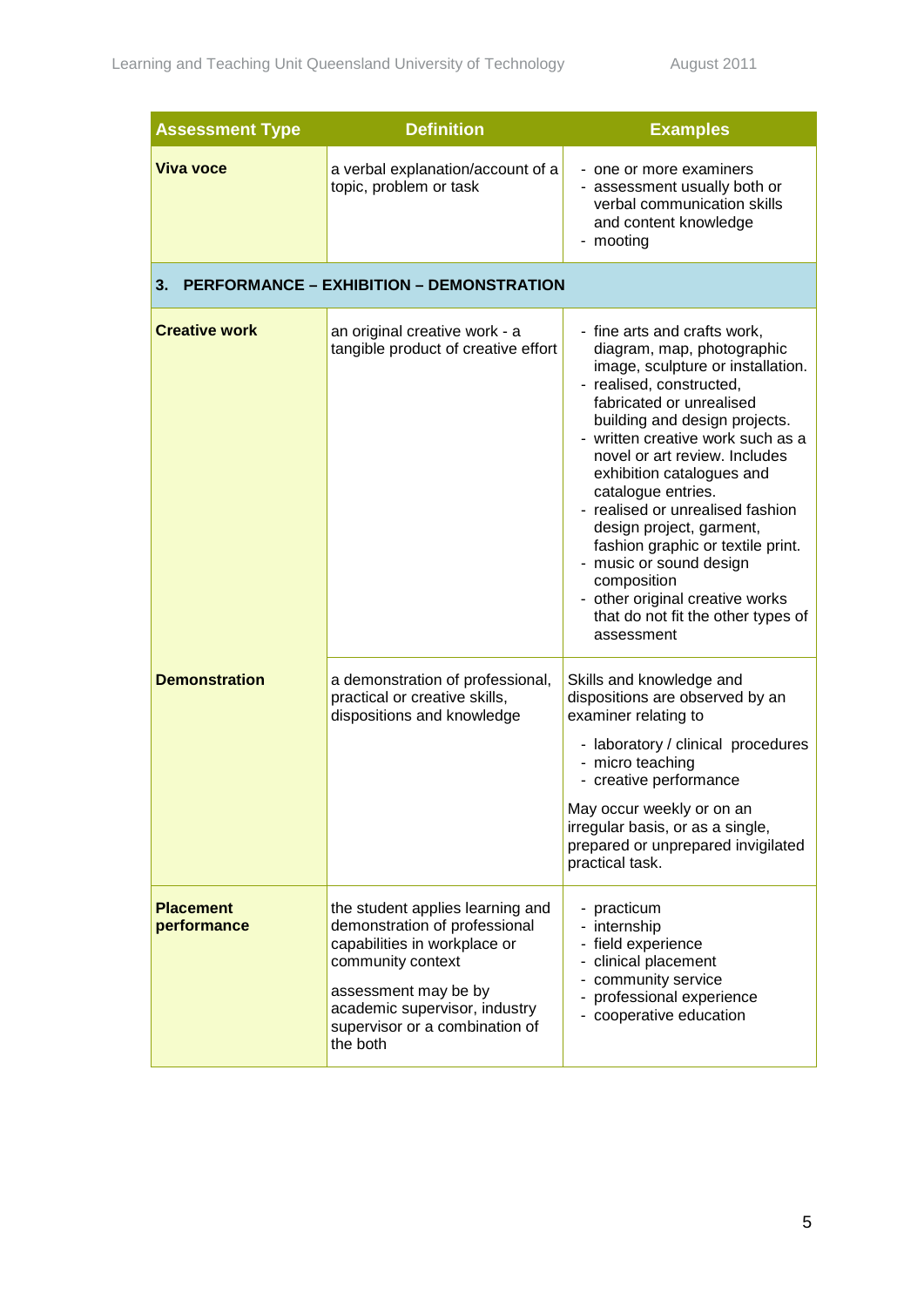| Assessment Type | Definition | Examples |
|---|---|---|
| **Viva voce** | a verbal explanation/account of a topic, problem or task | - one or more examiners<br>- assessment usually both or verbal communication skills and content knowledge<br>- mooting |
| **3. PERFORMANCE – EXHIBITION – DEMONSTRATION** | | |
| **Creative work** | an original creative work - a tangible product of creative effort | - fine arts and crafts work, diagram, map, photographic image, sculpture or installation.<br>- realised, constructed, fabricated or unrealised building and design projects.<br>- written creative work such as a novel or art review. Includes exhibition catalogues and catalogue entries.<br>- realised or unrealised fashion design project, garment, fashion graphic or textile print.<br>- music or sound design composition<br>- other original creative works that do not fit the other types of assessment |
| **Demonstration** | a demonstration of professional, practical or creative skills, dispositions and knowledge | Skills and knowledge and dispositions are observed by an examiner relating to<br>- laboratory / clinical procedures<br>- micro teaching<br>- creative performance<br>May occur weekly or on an irregular basis, or as a single, prepared or unprepared invigilated practical task. |
| **Placement performance** | the student applies learning and demonstration of professional capabilities in workplace or community context<br>assessment may be by academic supervisor, industry supervisor or a combination of the both | - practicum<br>- internship<br>- field experience<br>- clinical placement<br>- community service<br>- professional experience<br>- cooperative education |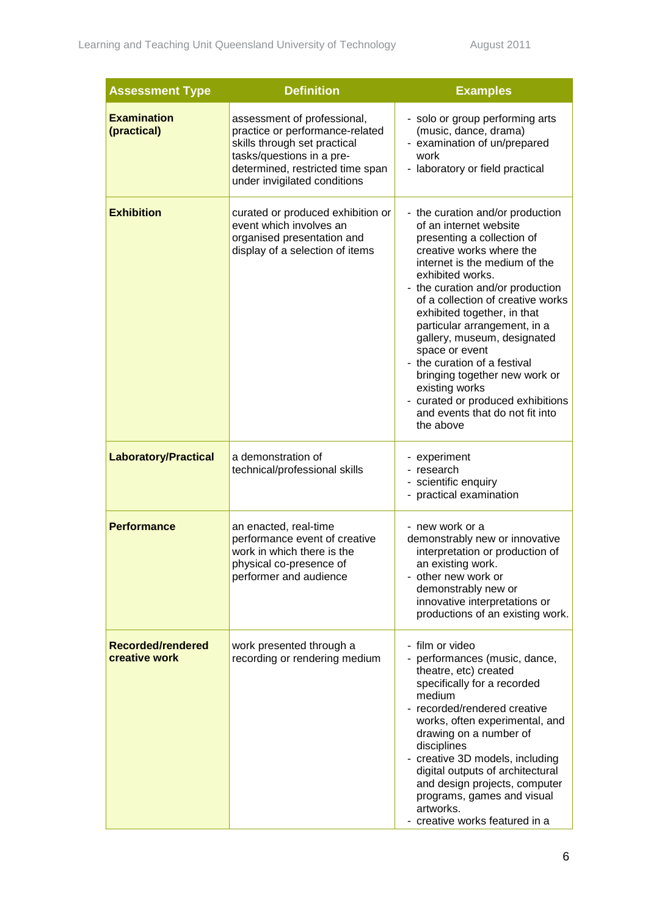| Assessment Type | Definition | Examples |
|---|---|---|
| **Examination (practical)** | assessment of professional, practice or performance-related skills through set practical tasks/questions in a pre-determined, restricted time span under invigilated conditions | - solo or group performing arts (music, dance, drama)<br>- examination of un/prepared work<br>- laboratory or field practical |
| **Exhibition** | curated or produced exhibition or event which involves an organised presentation and display of a selection of items | - the curation and/or production of an internet website presenting a collection of creative works where the internet is the medium of the exhibited works.<br>- the curation and/or production of a collection of creative works exhibited together, in that particular arrangement, in a gallery, museum, designated space or event<br>- the curation of a festival bringing together new work or existing works<br>- curated or produced exhibitions and events that do not fit into the above |
| **Laboratory/Practical** | a demonstration of technical/professional skills | - experiment<br>- research<br>- scientific enquiry<br>- practical examination |
| **Performance** | an enacted, real-time performance event of creative work in which there is the physical co-presence of performer and audience | - new work or a demonstrably new or innovative interpretation or production of an existing work.<br>- other new work or demonstrably new or innovative interpretations or productions of an existing work. |
| **Recorded/rendered creative work** | work presented through a recording or rendering medium | - film or video<br>- performances (music, dance, theatre, etc) created specifically for a recorded medium<br>- recorded/rendered creative works, often experimental, and drawing on a number of disciplines<br>- creative 3D models, including digital outputs of architectural and design projects, computer programs, games and visual artworks.<br>- creative works featured in a |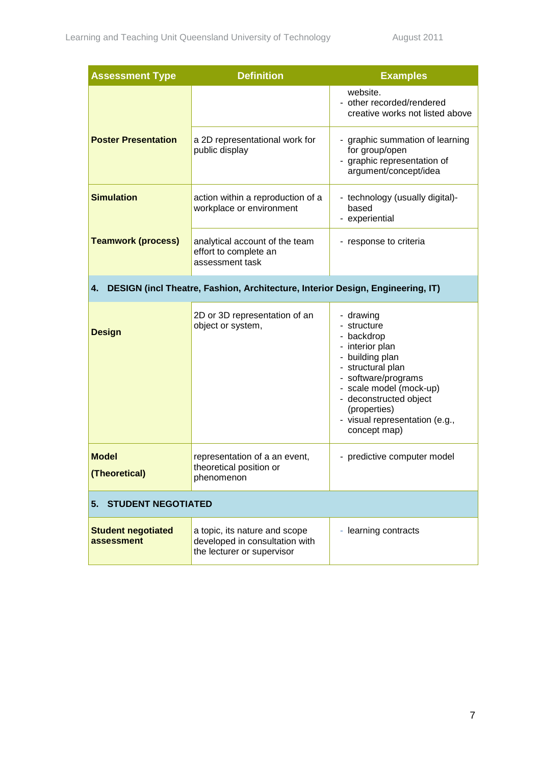| Assessment Type | Definition | Examples |
|---|---|---|
| | | website.<br>- other recorded/rendered creative works not listed above |
| **Poster Presentation** | a 2D representational work for public display | - graphic summation of learning for group/open<br>- graphic representation of argument/concept/idea |
| **Simulation** | action within a reproduction of a workplace or environment | - technology (usually digital)-based<br>- experiential |
| **Teamwork (process)** | analytical account of the team effort to complete an assessment task | - response to criteria |
| **4. DESIGN (incl Theatre, Fashion, Architecture, Interior Design, Engineering, IT)** | | |
| **Design** | 2D or 3D representation of an object or system, | - drawing<br>- structure<br>- backdrop<br>- interior plan<br>- building plan<br>- structural plan<br>- software/programs<br>- scale model (mock-up)<br>- deconstructed object (properties)<br>- visual representation (e.g., concept map) |
| **Model (Theoretical)** | representation of a an event, theoretical position or phenomenon | - predictive computer model |
| **5. STUDENT NEGOTIATED** | | |
| **Student negotiated assessment** | a topic, its nature and scope developed in consultation with the lecturer or supervisor | - learning contracts |